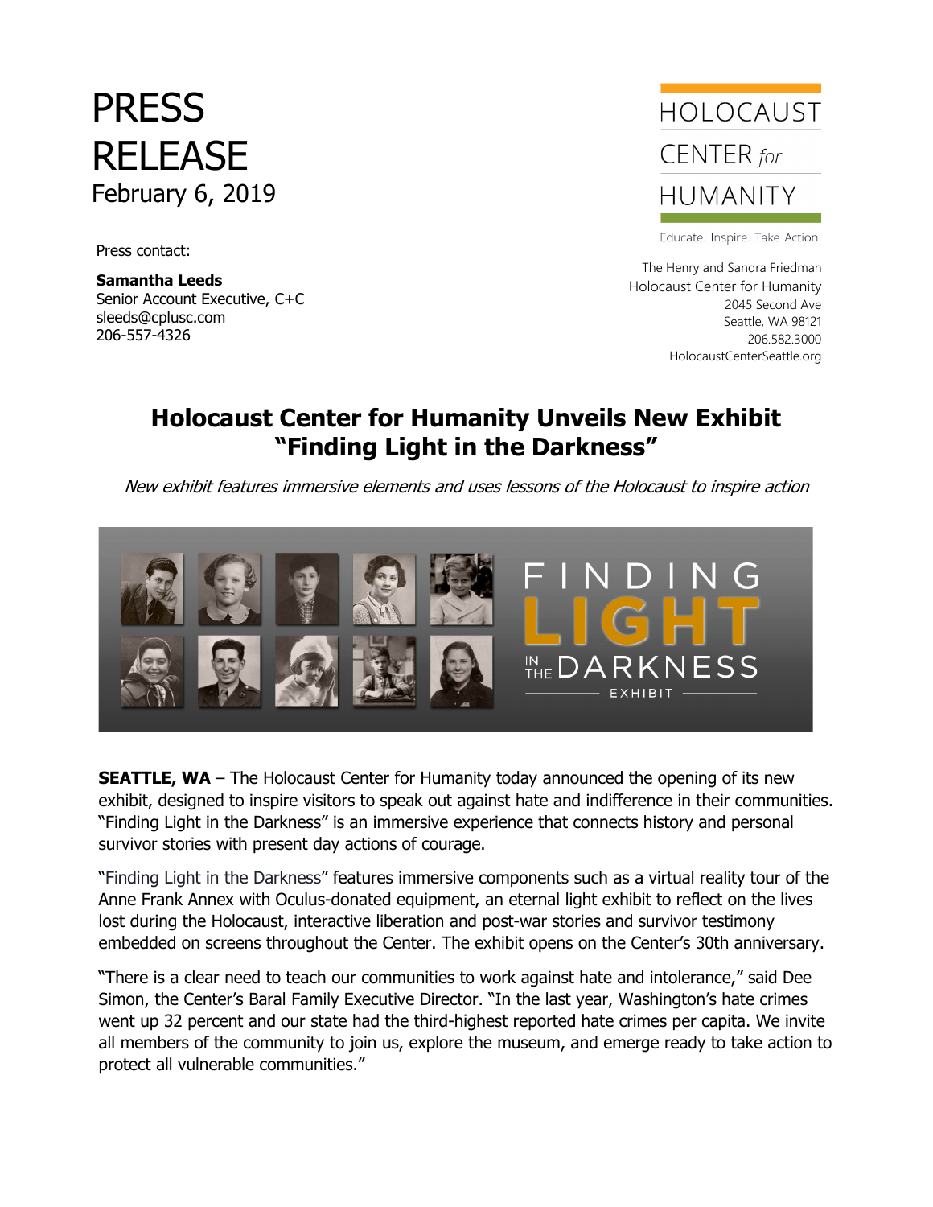# PRESS RELEASE

February 6, 2019

Press contact:

**Samantha Leeds**
Senior Account Executive, C+C
sleeds@cplusc.com
206-557-4326

HOLOCAUST CENTER *for* HUMANITY

Educate. Inspire. Take Action.

The Henry and Sandra Friedman
Holocaust Center for Humanity
2045 Second Ave
Seattle, WA 98121
206.582.3000
HolocaustCenterSeattle.org

## Holocaust Center for Humanity Unveils New Exhibit "Finding Light in the Darkness"

*New exhibit features immersive elements and uses lessons of the Holocaust to inspire action*

FINDING LIGHT IN THE DARKNESS EXHIBIT

**SEATTLE, WA** – The Holocaust Center for Humanity today announced the opening of its new exhibit, designed to inspire visitors to speak out against hate and indifference in their communities. "Finding Light in the Darkness" is an immersive experience that connects history and personal survivor stories with present day actions of courage.

"Finding Light in the Darkness" features immersive components such as a virtual reality tour of the Anne Frank Annex with Oculus-donated equipment, an eternal light exhibit to reflect on the lives lost during the Holocaust, interactive liberation and post-war stories and survivor testimony embedded on screens throughout the Center. The exhibit opens on the Center's 30th anniversary.

"There is a clear need to teach our communities to work against hate and intolerance," said Dee Simon, the Center's Baral Family Executive Director. "In the last year, Washington's hate crimes went up 32 percent and our state had the third-highest reported hate crimes per capita. We invite all members of the community to join us, explore the museum, and emerge ready to take action to protect all vulnerable communities."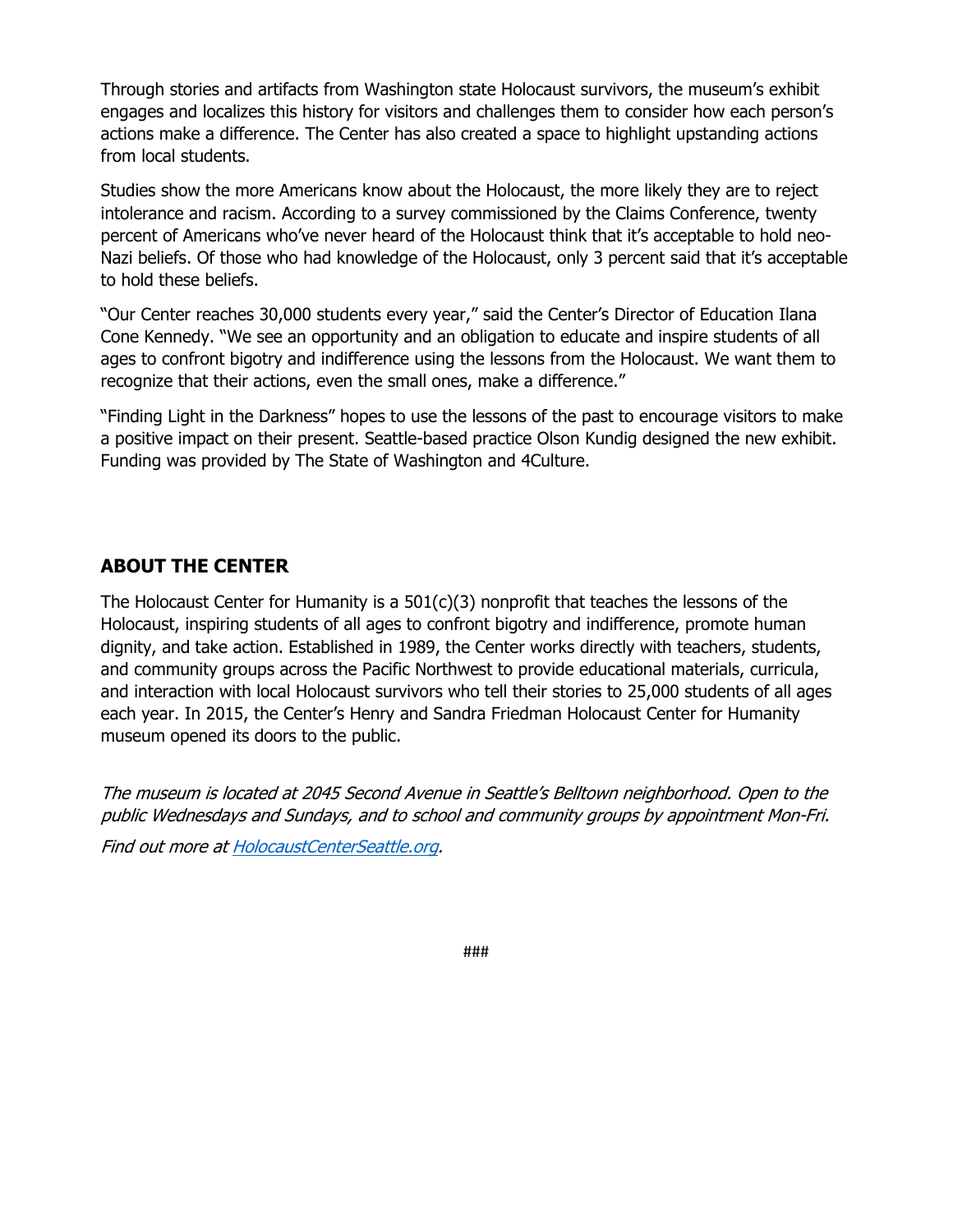Through stories and artifacts from Washington state Holocaust survivors, the museum's exhibit engages and localizes this history for visitors and challenges them to consider how each person's actions make a difference. The Center has also created a space to highlight upstanding actions from local students.

Studies show the more Americans know about the Holocaust, the more likely they are to reject intolerance and racism. According to a survey commissioned by the Claims Conference, twenty percent of Americans who've never heard of the Holocaust think that it's acceptable to hold neo-Nazi beliefs. Of those who had knowledge of the Holocaust, only 3 percent said that it's acceptable to hold these beliefs.

"Our Center reaches 30,000 students every year," said the Center's Director of Education Ilana Cone Kennedy. "We see an opportunity and an obligation to educate and inspire students of all ages to confront bigotry and indifference using the lessons from the Holocaust. We want them to recognize that their actions, even the small ones, make a difference."

"Finding Light in the Darkness" hopes to use the lessons of the past to encourage visitors to make a positive impact on their present. Seattle-based practice Olson Kundig designed the new exhibit. Funding was provided by The State of Washington and 4Culture.

## ABOUT THE CENTER

The Holocaust Center for Humanity is a 501(c)(3) nonprofit that teaches the lessons of the Holocaust, inspiring students of all ages to confront bigotry and indifference, promote human dignity, and take action. Established in 1989, the Center works directly with teachers, students, and community groups across the Pacific Northwest to provide educational materials, curricula, and interaction with local Holocaust survivors who tell their stories to 25,000 students of all ages each year. In 2015, the Center's Henry and Sandra Friedman Holocaust Center for Humanity museum opened its doors to the public.

*The museum is located at 2045 Second Avenue in Seattle's Belltown neighborhood. Open to the public Wednesdays and Sundays, and to school and community groups by appointment Mon-Fri.*

*Find out more at [HolocaustCenterSeattle.org](HolocaustCenterSeattle.org).*

###